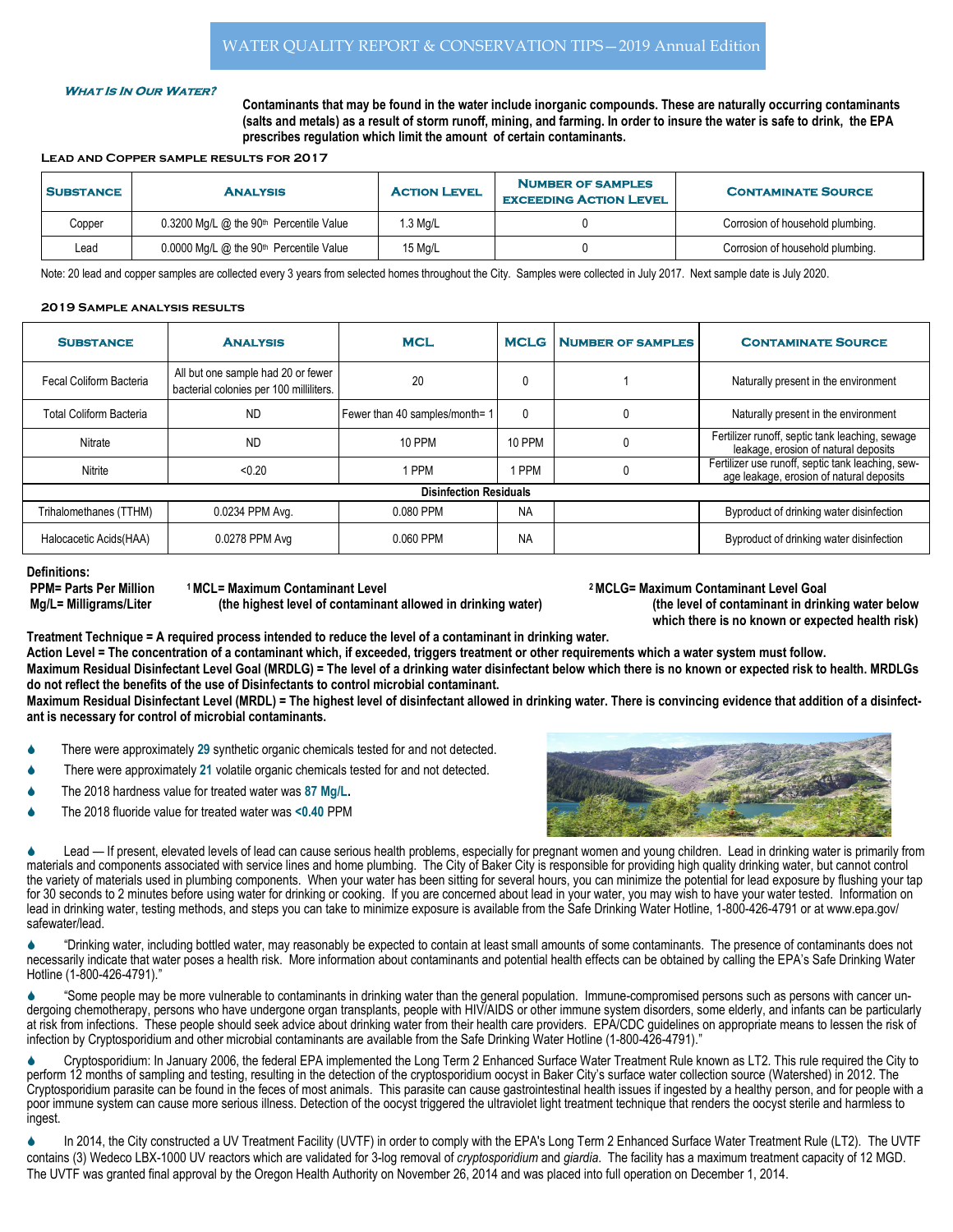# WATER QUALITY REPORT & CONSERVATION TIPS—2019 Annual Edition

### *What Is In Our Water?*

**Contaminants that may be found in the water include inorganic compounds. These are naturally occurring contaminants (salts and metals) as a result of storm runoff, mining, and farming. In order to insure the water is safe to drink, the EPA prescribes regulation which limit the amount of certain contaminants.**

### Lead and Copper sample results for 2017

| Substance | Analysis | Action Level | Number of samples exceeding Action Level | Contaminate Source |
|---|---|---|---|---|
| Copper | 0.3200 Mg/L @ the 90th Percentile Value | 1.3 Mg/L | 0 | Corrosion of household plumbing. |
| Lead | 0.0000 Mg/L @ the 90th Percentile Value | 15 Mg/L | 0 | Corrosion of household plumbing. |

Note: 20 lead and copper samples are collected every 3 years from selected homes throughout the City. Samples were collected in July 2017. Next sample date is July 2020.

### 2019 Sample analysis results

| Substance | Analysis | MCL | MCLG | Number of samples | Contaminate Source |
|---|---|---|---|---|---|
| Fecal Coliform Bacteria | All but one sample had 20 or fewer bacterial colonies per 100 milliliters. | 20 | 0 | 1 | Naturally present in the environment |
| Total Coliform Bacteria | ND | Fewer than 40 samples/month= 1 | 0 | 0 | Naturally present in the environment |
| Nitrate | ND | 10 PPM | 10 PPM | 0 | Fertilizer runoff, septic tank leaching, sewage leakage, erosion of natural deposits |
| Nitrite | <0.20 | 1 PPM | 1 PPM | 0 | Fertilizer use runoff, septic tank leaching, sewage leakage, erosion of natural deposits |
| **Disinfection Residuals** | | | | | |
| Trihalomethanes (TTHM) | 0.0234 PPM Avg. | 0.080 PPM | NA | | Byproduct of drinking water disinfection |
| Halocacetic Acids(HAA) | 0.0278 PPM Avg | 0.060 PPM | NA | | Byproduct of drinking water disinfection |

**Definitions:**

**PPM= Parts Per Million**
**Mg/L= Milligrams/Liter**

**[1] MCL= Maximum Contaminant Level** **(the highest level of contaminant allowed in drinking water)**

**[2] MCLG= Maximum Contaminant Level Goal** **(the level of contaminant in drinking water below which there is no known or expected health risk)**

**Treatment Technique = A required process intended to reduce the level of a contaminant in drinking water.**

**Action Level = The concentration of a contaminant which, if exceeded, triggers treatment or other requirements which a water system must follow.**

**Maximum Residual Disinfectant Level Goal (MRDLG) = The level of a drinking water disinfectant below which there is no known or expected risk to health. MRDLGs do not reflect the benefits of the use of Disinfectants to control microbial contaminant.**

**Maximum Residual Disinfectant Level (MRDL) = The highest level of disinfectant allowed in drinking water. There is convincing evidence that addition of a disinfectant is necessary for control of microbial contaminants.**

- There were approximately **29** synthetic organic chemicals tested for and not detected.
- There were approximately **21** volatile organic chemicals tested for and not detected.
- The 2018 hardness value for treated water was **87 Mg/L.**
- The 2018 fluoride value for treated water was **<0.40** PPM

- Lead — If present, elevated levels of lead can cause serious health problems, especially for pregnant women and young children. Lead in drinking water is primarily from materials and components associated with service lines and home plumbing. The City of Baker City is responsible for providing high quality drinking water, but cannot control the variety of materials used in plumbing components. When your water has been sitting for several hours, you can minimize the potential for lead exposure by flushing your tap for 30 seconds to 2 minutes before using water for drinking or cooking. If you are concerned about lead in your water, you may wish to have your water tested. Information on lead in drinking water, testing methods, and steps you can take to minimize exposure is available from the Safe Drinking Water Hotline, 1-800-426-4791 or at www.epa.gov/safewater/lead.

- "Drinking water, including bottled water, may reasonably be expected to contain at least small amounts of some contaminants. The presence of contaminants does not necessarily indicate that water poses a health risk. More information about contaminants and potential health effects can be obtained by calling the EPA's Safe Drinking Water Hotline (1-800-426-4791)."

- "Some people may be more vulnerable to contaminants in drinking water than the general population. Immune-compromised persons such as persons with cancer undergoing chemotherapy, persons who have undergone organ transplants, people with HIV/AIDS or other immune system disorders, some elderly, and infants can be particularly at risk from infections. These people should seek advice about drinking water from their health care providers. EPA/CDC guidelines on appropriate means to lessen the risk of infection by Cryptosporidium and other microbial contaminants are available from the Safe Drinking Water Hotline (1-800-426-4791)."

- Cryptosporidium: In January 2006, the federal EPA implemented the Long Term 2 Enhanced Surface Water Treatment Rule known as LT2. This rule required the City to perform 12 months of sampling and testing, resulting in the detection of the cryptosporidium oocyst in Baker City's surface water collection source (Watershed) in 2012. The Cryptosporidium parasite can be found in the feces of most animals. This parasite can cause gastrointestinal health issues if ingested by a healthy person, and for people with a poor immune system can cause more serious illness. Detection of the oocyst triggered the ultraviolet light treatment technique that renders the oocyst sterile and harmless to ingest.

- In 2014, the City constructed a UV Treatment Facility (UVTF) in order to comply with the EPA's Long Term 2 Enhanced Surface Water Treatment Rule (LT2). The UVTF contains (3) Wedeco LBX-1000 UV reactors which are validated for 3-log removal of *cryptosporidium* and *giardia*. The facility has a maximum treatment capacity of 12 MGD. The UVTF was granted final approval by the Oregon Health Authority on November 26, 2014 and was placed into full operation on December 1, 2014.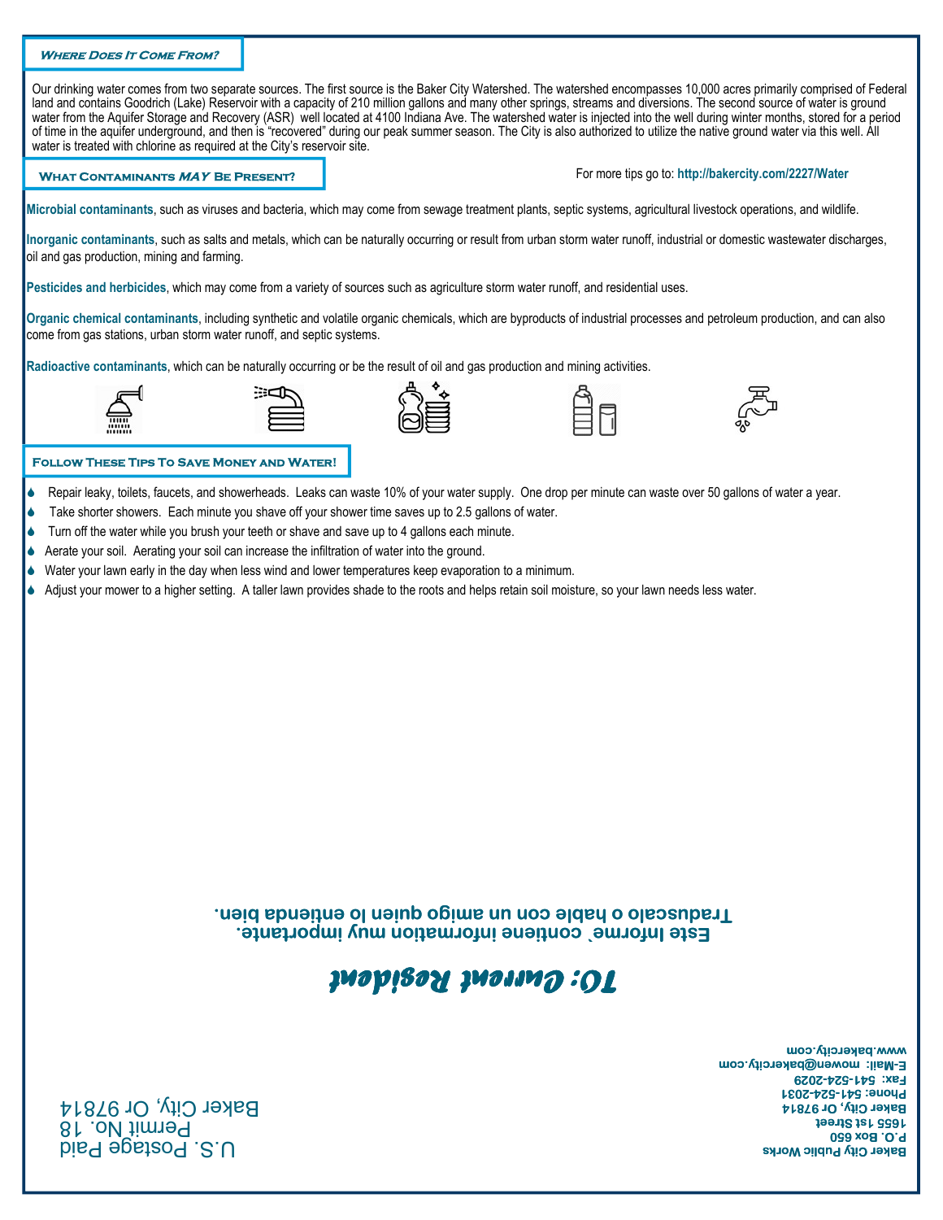## Where Does It Come From?

Our drinking water comes from two separate sources. The first source is the Baker City Watershed. The watershed encompasses 10,000 acres primarily comprised of Federal land and contains Goodrich (Lake) Reservoir with a capacity of 210 million gallons and many other springs, streams and diversions. The second source of water is ground water from the Aquifer Storage and Recovery (ASR) well located at 4100 Indiana Ave. The watershed water is injected into the well during winter months, stored for a period of time in the aquifer underground, and then is "recovered" during our peak summer season. The City is also authorized to utilize the native ground water via this well. All water is treated with chlorine as required at the City's reservoir site.

## What Contaminants *MAY* Be Present?

For more tips go to: **http://bakercity.com/2227/Water**

**Microbial contaminants**, such as viruses and bacteria, which may come from sewage treatment plants, septic systems, agricultural livestock operations, and wildlife.

**Inorganic contaminants**, such as salts and metals, which can be naturally occurring or result from urban storm water runoff, industrial or domestic wastewater discharges, oil and gas production, mining and farming.

**Pesticides and herbicides**, which may come from a variety of sources such as agriculture storm water runoff, and residential uses.

**Organic chemical contaminants**, including synthetic and volatile organic chemicals, which are byproducts of industrial processes and petroleum production, and can also come from gas stations, urban storm water runoff, and septic systems.

**Radioactive contaminants**, which can be naturally occurring or be the result of oil and gas production and mining activities.

## Follow These Tips To Save Money and Water!

- Repair leaky, toilets, faucets, and showerheads. Leaks can waste 10% of your water supply. One drop per minute can waste over 50 gallons of water a year.
- Take shorter showers. Each minute you shave off your shower time saves up to 2.5 gallons of water.
- Turn off the water while you brush your teeth or shave and save up to 4 gallons each minute.
- Aerate your soil. Aerating your soil can increase the infiltration of water into the ground.
- Water your lawn early in the day when less wind and lower temperatures keep evaporation to a minimum.
- Adjust your mower to a higher setting. A taller lawn provides shade to the roots and helps retain soil moisture, so your lawn needs less water.

**Este Informe´ contiene información muy importante.**
**Traduscalo o hable con un amigo quien lo entienda bien.**

***TO: Current Resident***

**Baker City Public Works**
**P.O. Box 650**
**1655 1st Street**
**Baker City, Or 97814**
**Phone: 541-524-2031**
**Fax: 541-524-2029**
**E-Mail: mowen@bakercity.com**
**www.bakercity.com**

U.S. Postage Paid
Permit No. 18
Baker City, Or 97814